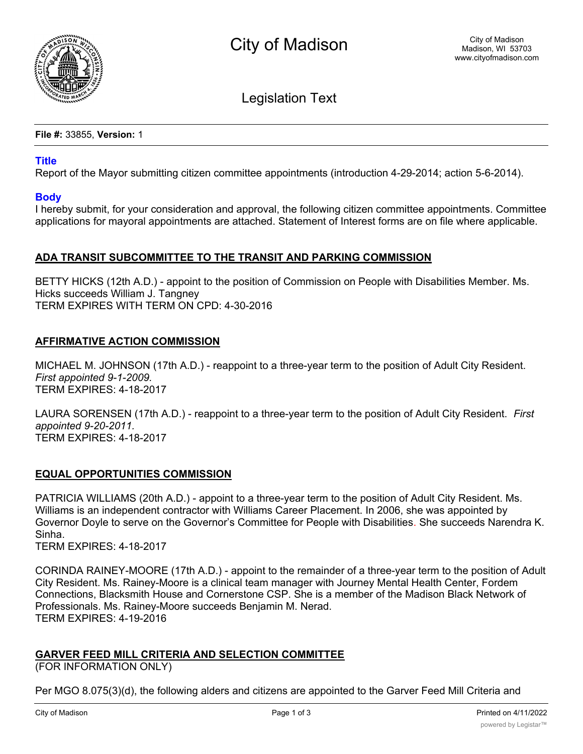# City of Madison

City of Madison
Madison, WI 53703
www.cityofmadison.com

## Legislation Text

**File #:** 33855, **Version:** 1

### Title

Report of the Mayor submitting citizen committee appointments (introduction 4-29-2014; action 5-6-2014).

### Body

I hereby submit, for your consideration and approval, the following citizen committee appointments. Committee applications for mayoral appointments are attached. Statement of Interest forms are on file where applicable.

**ADA TRANSIT SUBCOMMITTEE TO THE TRANSIT AND PARKING COMMISSION**

BETTY HICKS (12th A.D.) - appoint to the position of Commission on People with Disabilities Member. Ms. Hicks succeeds William J. Tangney
TERM EXPIRES WITH TERM ON CPD: 4-30-2016

**AFFIRMATIVE ACTION COMMISSION**

MICHAEL M. JOHNSON (17th A.D.) - reappoint to a three-year term to the position of Adult City Resident. *First appointed 9-1-2009.*
TERM EXPIRES: 4-18-2017

LAURA SORENSEN (17th A.D.) - reappoint to a three-year term to the position of Adult City Resident. *First appointed 9-20-2011.*
TERM EXPIRES: 4-18-2017

**EQUAL OPPORTUNITIES COMMISSION**

PATRICIA WILLIAMS (20th A.D.) - appoint to a three-year term to the position of Adult City Resident. Ms. Williams is an independent contractor with Williams Career Placement. In 2006, she was appointed by Governor Doyle to serve on the Governor's Committee for People with Disabilities. She succeeds Narendra K. Sinha.
TERM EXPIRES: 4-18-2017

CORINDA RAINEY-MOORE (17th A.D.) - appoint to the remainder of a three-year term to the position of Adult City Resident. Ms. Rainey-Moore is a clinical team manager with Journey Mental Health Center, Fordem Connections, Blacksmith House and Cornerstone CSP. She is a member of the Madison Black Network of Professionals. Ms. Rainey-Moore succeeds Benjamin M. Nerad.
TERM EXPIRES: 4-19-2016

**GARVER FEED MILL CRITERIA AND SELECTION COMMITTEE**
(FOR INFORMATION ONLY)

Per MGO 8.075(3)(d), the following alders and citizens are appointed to the Garver Feed Mill Criteria and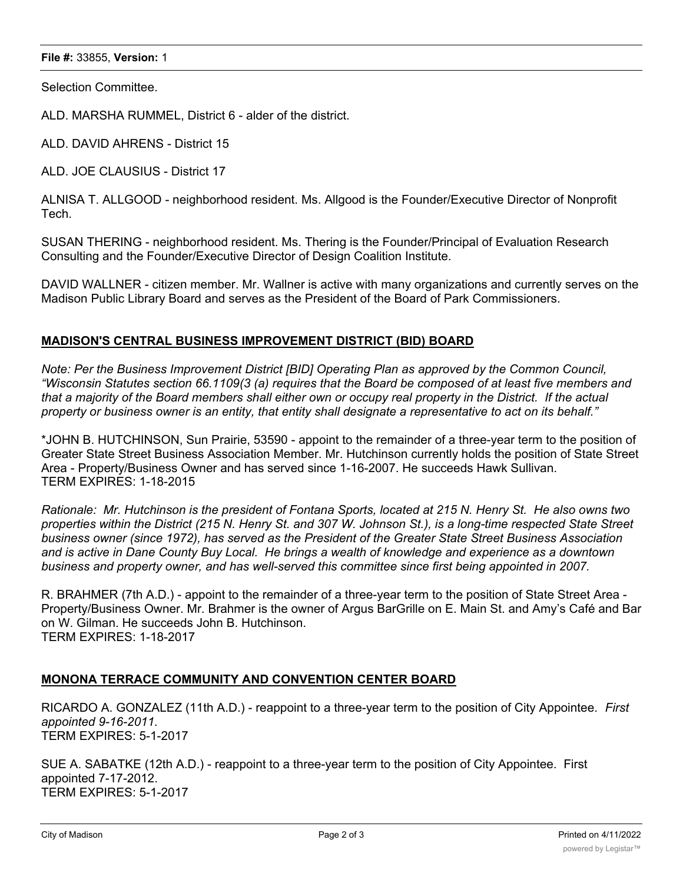Selection Committee.

ALD. MARSHA RUMMEL, District 6 - alder of the district.

ALD. DAVID AHRENS - District 15

ALD. JOE CLAUSIUS - District 17

ALNISA T. ALLGOOD - neighborhood resident. Ms. Allgood is the Founder/Executive Director of Nonprofit Tech.

SUSAN THERING - neighborhood resident. Ms. Thering is the Founder/Principal of Evaluation Research Consulting and the Founder/Executive Director of Design Coalition Institute.

DAVID WALLNER - citizen member. Mr. Wallner is active with many organizations and currently serves on the Madison Public Library Board and serves as the President of the Board of Park Commissioners.

## MADISON'S CENTRAL BUSINESS IMPROVEMENT DISTRICT (BID) BOARD

*Note: Per the Business Improvement District [BID] Operating Plan as approved by the Common Council, "Wisconsin Statutes section 66.1109(3 (a) requires that the Board be composed of at least five members and that a majority of the Board members shall either own or occupy real property in the District. If the actual property or business owner is an entity, that entity shall designate a representative to act on its behalf."*

*JOHN B. HUTCHINSON, Sun Prairie, 53590 - appoint to the remainder of a three-year term to the position of Greater State Street Business Association Member. Mr. Hutchinson currently holds the position of State Street Area - Property/Business Owner and has served since 1-16-2007. He succeeds Hawk Sullivan.
TERM EXPIRES: 1-18-2015

*Rationale: Mr. Hutchinson is the president of Fontana Sports, located at 215 N. Henry St. He also owns two properties within the District (215 N. Henry St. and 307 W. Johnson St.), is a long-time respected State Street business owner (since 1972), has served as the President of the Greater State Street Business Association and is active in Dane County Buy Local. He brings a wealth of knowledge and experience as a downtown business and property owner, and has well-served this committee since first being appointed in 2007.*

R. BRAHMER (7th A.D.) - appoint to the remainder of a three-year term to the position of State Street Area - Property/Business Owner. Mr. Brahmer is the owner of Argus BarGrille on E. Main St. and Amy's Café and Bar on W. Gilman. He succeeds John B. Hutchinson.
TERM EXPIRES: 1-18-2017

## MONONA TERRACE COMMUNITY AND CONVENTION CENTER BOARD

RICARDO A. GONZALEZ (11th A.D.) - reappoint to a three-year term to the position of City Appointee. *First appointed 9-16-2011.*
TERM EXPIRES: 5-1-2017

SUE A. SABATKE (12th A.D.) - reappoint to a three-year term to the position of City Appointee. First appointed 7-17-2012.
TERM EXPIRES: 5-1-2017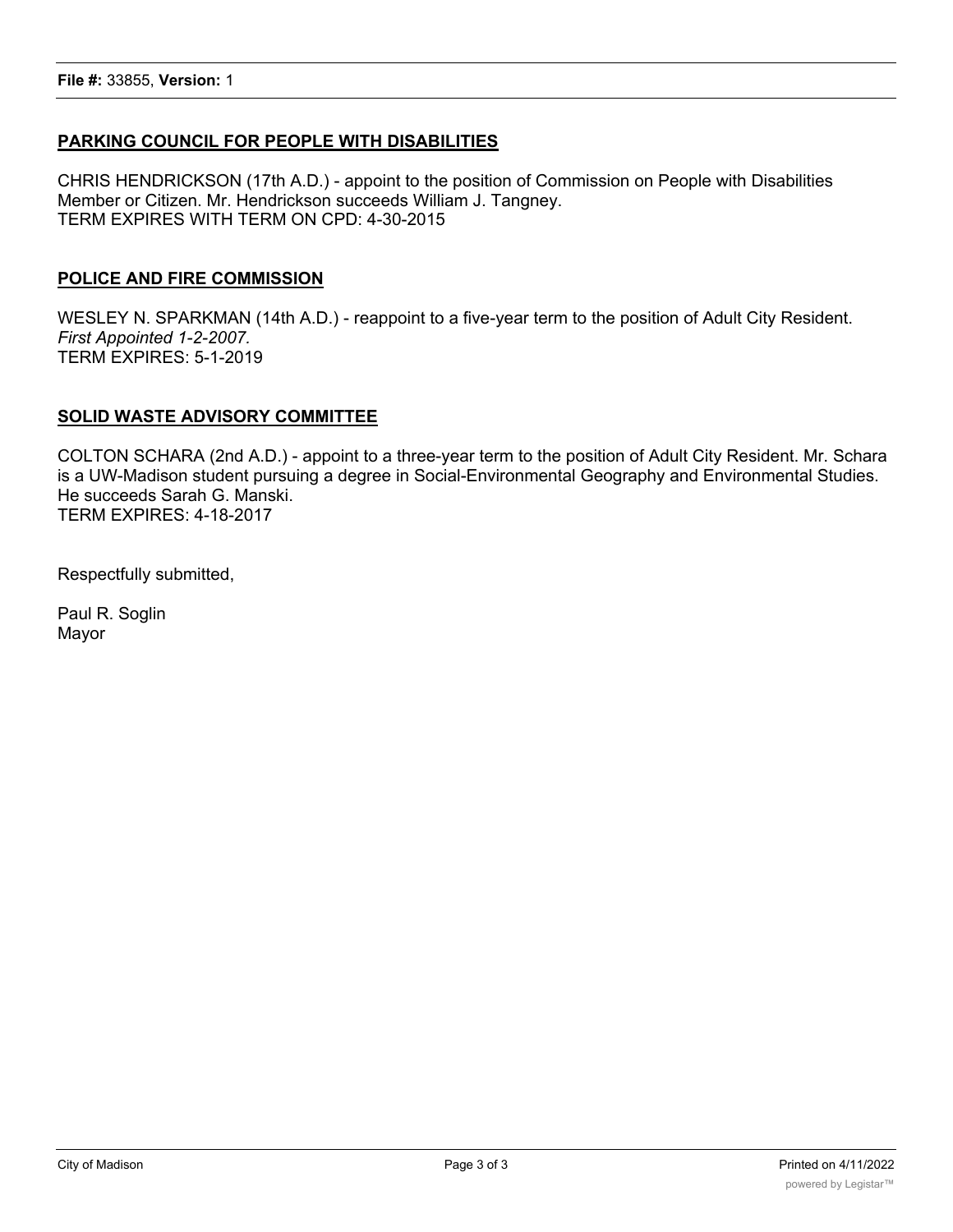**File #:** 33855, **Version:** 1

**PARKING COUNCIL FOR PEOPLE WITH DISABILITIES**

CHRIS HENDRICKSON (17th A.D.) - appoint to the position of Commission on People with Disabilities Member or Citizen. Mr. Hendrickson succeeds William J. Tangney.
TERM EXPIRES WITH TERM ON CPD: 4-30-2015

**POLICE AND FIRE COMMISSION**

WESLEY N. SPARKMAN (14th A.D.) - reappoint to a five-year term to the position of Adult City Resident.
*First Appointed 1-2-2007*.
TERM EXPIRES: 5-1-2019

**SOLID WASTE ADVISORY COMMITTEE**

COLTON SCHARA (2nd A.D.) - appoint to a three-year term to the position of Adult City Resident. Mr. Schara is a UW-Madison student pursuing a degree in Social-Environmental Geography and Environmental Studies. He succeeds Sarah G. Manski.
TERM EXPIRES: 4-18-2017

Respectfully submitted,

Paul R. Soglin
Mayor